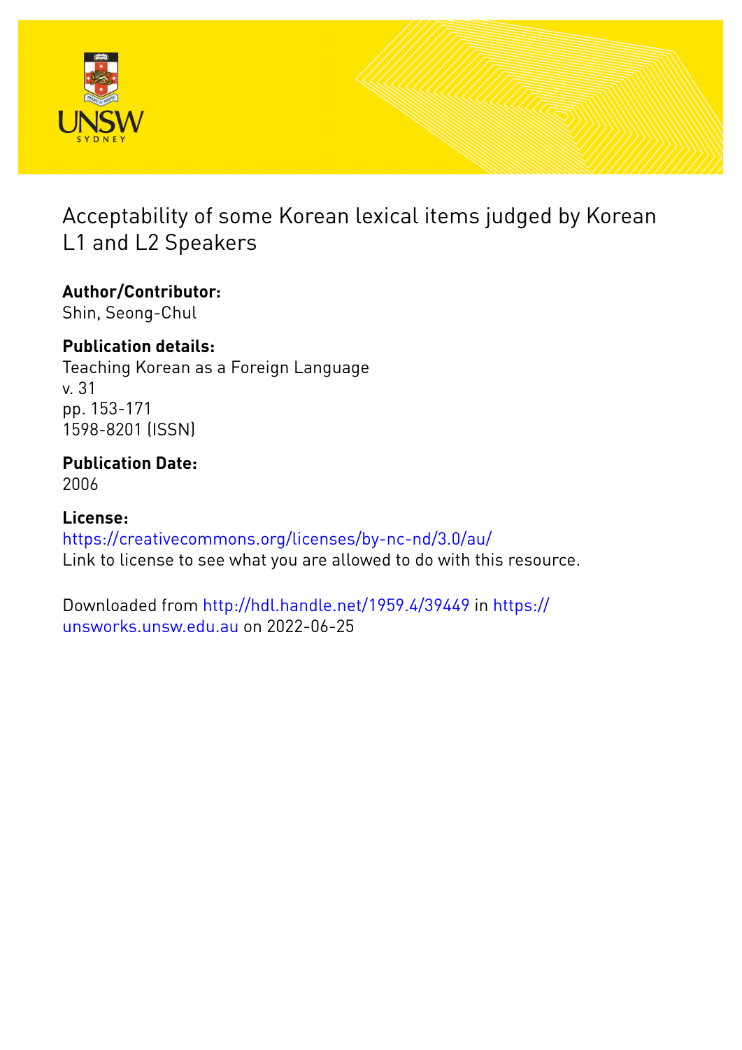# Acceptability of some Korean lexical items judged by Korean L1 and L2 Speakers

**Author/Contributor:**
Shin, Seong-Chul

**Publication details:**
Teaching Korean as a Foreign Language
v. 31
pp. 153-171
1598-8201 (ISSN)

**Publication Date:**
2006

**License:**
https://creativecommons.org/licenses/by-nc-nd/3.0/au/
Link to license to see what you are allowed to do with this resource.

Downloaded from http://hdl.handle.net/1959.4/39449 in https://unsworks.unsw.edu.au on 2022-06-25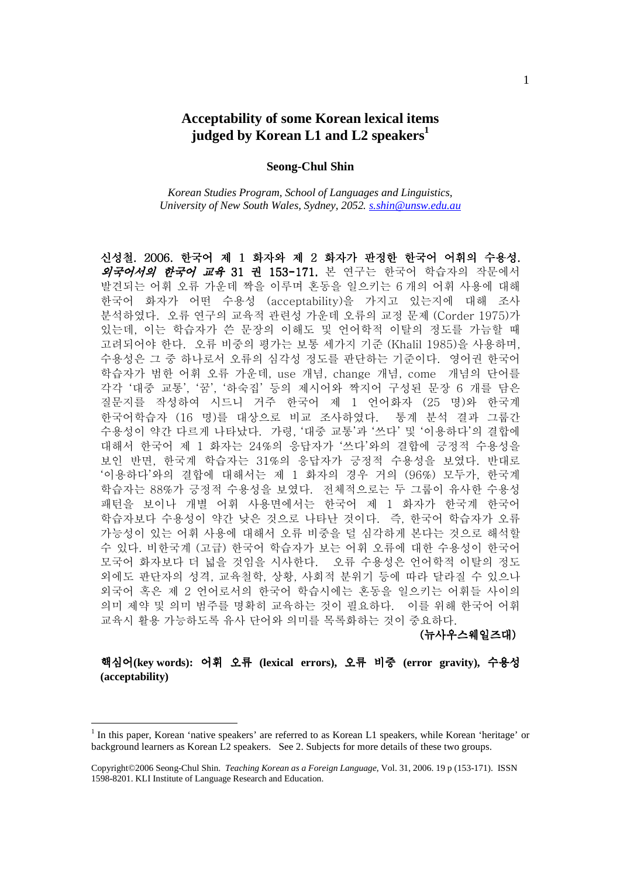# Acceptability of some Korean lexical items judged by Korean L1 and L2 speakers[1]

**Seong-Chul Shin**

*Korean Studies Program, School of Languages and Linguistics, University of New South Wales, Sydney, 2052. s.shin@unsw.edu.au*

**신성철. 2006. 한국어 제 1 화자와 제 2 화자가 판정한 한국어 어휘의 수용성. *외국어서의 한국어 교육* 31 권 153-171.** 본 연구는 한국어 학습자의 작문에서 발견되는 어휘 오류 가운데 짝을 이루며 혼동을 일으키는 6 개의 어휘 사용에 대해 한국어 화자가 어떤 수용성 (acceptability)을 가지고 있는지에 대해 조사 분석하였다. 오류 연구의 교육적 관련성 가운데 오류의 교정 문제 (Corder 1975)가 있는데, 이는 학습자가 쓴 문장의 이해도 및 언어학적 이탈의 정도를 가늠할 때 고려되어야 한다. 오류 비중의 평가는 보통 세가지 기준 (Khalil 1985)을 사용하며, 수용성은 그 중 하나로서 오류의 심각성 정도를 판단하는 기준이다. 영어권 한국어 학습자가 범한 어휘 오류 가운데, use 개념, change 개념, come 개념의 단어를 각각 '대중 교통', '꿈', '하숙집' 등의 제시어와 짝지어 구성된 문장 6 개를 담은 질문지를 작성하여 시드니 거주 한국어 제 1 언어화자 (25 명)와 한국계 한국어학습자 (16 명)를 대상으로 비교 조사하였다. 통계 분석 결과 그룹간 수용성이 약간 다르게 나타났다. 가령, '대중 교통'과 '쓰다' 및 '이용하다'의 결합에 대해서 한국어 제 1 화자는 24%의 응답자가 '쓰다'와의 결합에 긍정적 수용성을 보인 반면, 한국계 학습자는 31%의 응답자가 긍정적 수용성을 보였다. 반대로 '이용하다'와의 결합에 대해서는 제 1 화자의 경우 거의 (96%) 모두가, 한국계 학습자는 88%가 긍정적 수용성을 보였다. 전체적으로는 두 그룹이 유사한 수용성 패턴을 보이나 개별 어휘 사용면에서는 한국어 제 1 화자가 한국계 한국어 학습자보다 수용성이 약간 낮은 것으로 나타난 것이다. 즉, 한국어 학습자가 오류 가능성이 있는 어휘 사용에 대해서 오류 비중을 덜 심각하게 본다는 것으로 해석할 수 있다. 비한국계 (고급) 한국어 학습자가 보는 어휘 오류에 대한 수용성이 한국어 모국어 화자보다 더 넓을 것임을 시사한다. 오류 수용성은 언어학적 이탈의 정도 외에도 판단자의 성격, 교육철학, 상황, 사회적 분위기 등에 따라 달라질 수 있으나 외국어 혹은 제 2 언어로서의 한국어 학습시에는 혼동을 일으키는 어휘들 사이의 의미 제약 및 의미 범주를 명확히 교육하는 것이 필요하다. 이를 위해 한국어 어휘 교육시 활용 가능하도록 유사 단어와 의미를 목록화하는 것이 중요하다.

**(뉴사우스웨일즈대)**

**핵심어(key words): 어휘 오류 (lexical errors), 오류 비중 (error gravity), 수용성 (acceptability)**

---

[1] In this paper, Korean 'native speakers' are referred to as Korean L1 speakers, while Korean 'heritage' or background learners as Korean L2 speakers. See 2. Subjects for more details of these two groups.

Copyright©2006 Seong-Chul Shin. *Teaching Korean as a Foreign Language*, Vol. 31, 2006. 19 p (153-171). ISSN 1598-8201. KLI Institute of Language Research and Education.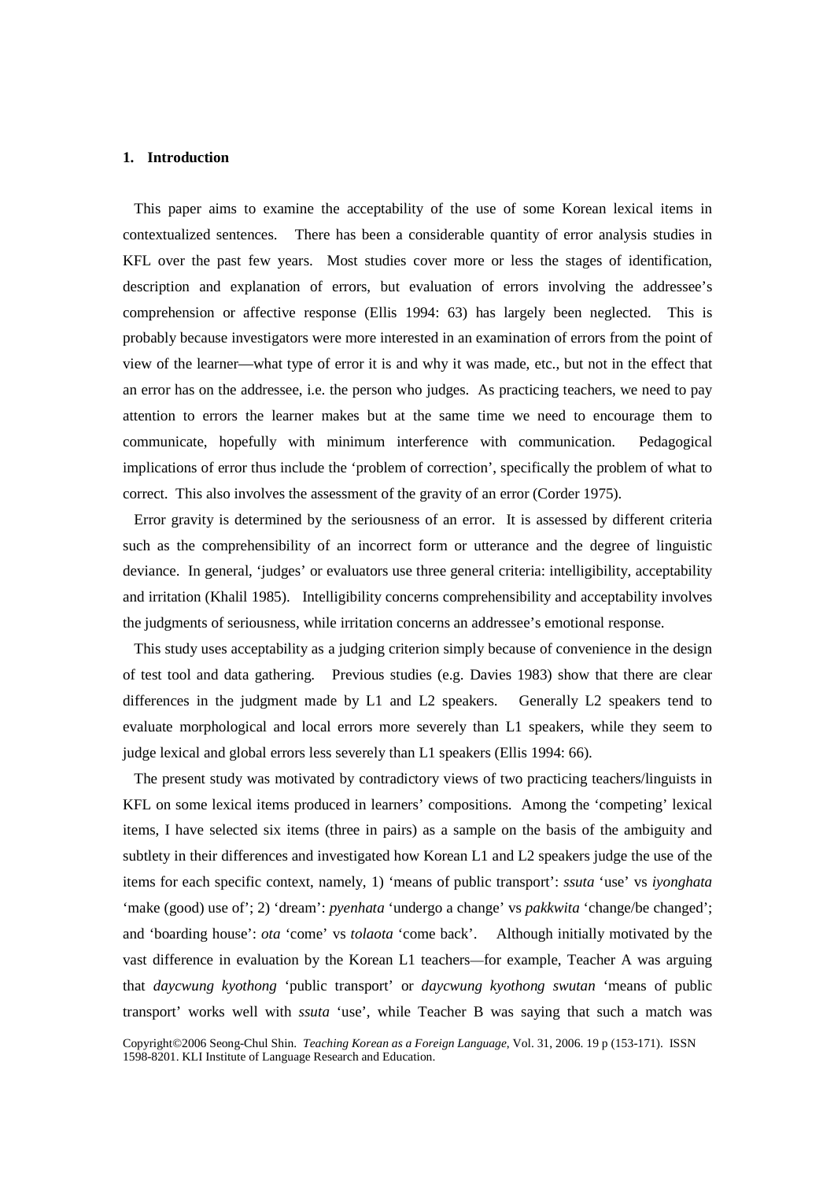## 1. Introduction

This paper aims to examine the acceptability of the use of some Korean lexical items in contextualized sentences. There has been a considerable quantity of error analysis studies in KFL over the past few years. Most studies cover more or less the stages of identification, description and explanation of errors, but evaluation of errors involving the addressee's comprehension or affective response (Ellis 1994: 63) has largely been neglected. This is probably because investigators were more interested in an examination of errors from the point of view of the learner—what type of error it is and why it was made, etc., but not in the effect that an error has on the addressee, i.e. the person who judges. As practicing teachers, we need to pay attention to errors the learner makes but at the same time we need to encourage them to communicate, hopefully with minimum interference with communication. Pedagogical implications of error thus include the 'problem of correction', specifically the problem of what to correct. This also involves the assessment of the gravity of an error (Corder 1975).

Error gravity is determined by the seriousness of an error. It is assessed by different criteria such as the comprehensibility of an incorrect form or utterance and the degree of linguistic deviance. In general, 'judges' or evaluators use three general criteria: intelligibility, acceptability and irritation (Khalil 1985). Intelligibility concerns comprehensibility and acceptability involves the judgments of seriousness, while irritation concerns an addressee's emotional response.

This study uses acceptability as a judging criterion simply because of convenience in the design of test tool and data gathering. Previous studies (e.g. Davies 1983) show that there are clear differences in the judgment made by L1 and L2 speakers. Generally L2 speakers tend to evaluate morphological and local errors more severely than L1 speakers, while they seem to judge lexical and global errors less severely than L1 speakers (Ellis 1994: 66).

The present study was motivated by contradictory views of two practicing teachers/linguists in KFL on some lexical items produced in learners' compositions. Among the 'competing' lexical items, I have selected six items (three in pairs) as a sample on the basis of the ambiguity and subtlety in their differences and investigated how Korean L1 and L2 speakers judge the use of the items for each specific context, namely, 1) 'means of public transport': *ssuta* 'use' vs *iyonghata* 'make (good) use of'; 2) 'dream': *pyenhata* 'undergo a change' vs *pakkwita* 'change/be changed'; and 'boarding house': *ota* 'come' vs *tolaota* 'come back'. Although initially motivated by the vast difference in evaluation by the Korean L1 teachers—for example, Teacher A was arguing that *daycwung kyothong* 'public transport' or *daycwung kyothong swutan* 'means of public transport' works well with *ssuta* 'use', while Teacher B was saying that such a match was

Copyright©2006 Seong-Chul Shin. *Teaching Korean as a Foreign Language*, Vol. 31, 2006. 19 p (153-171). ISSN 1598-8201. KLI Institute of Language Research and Education.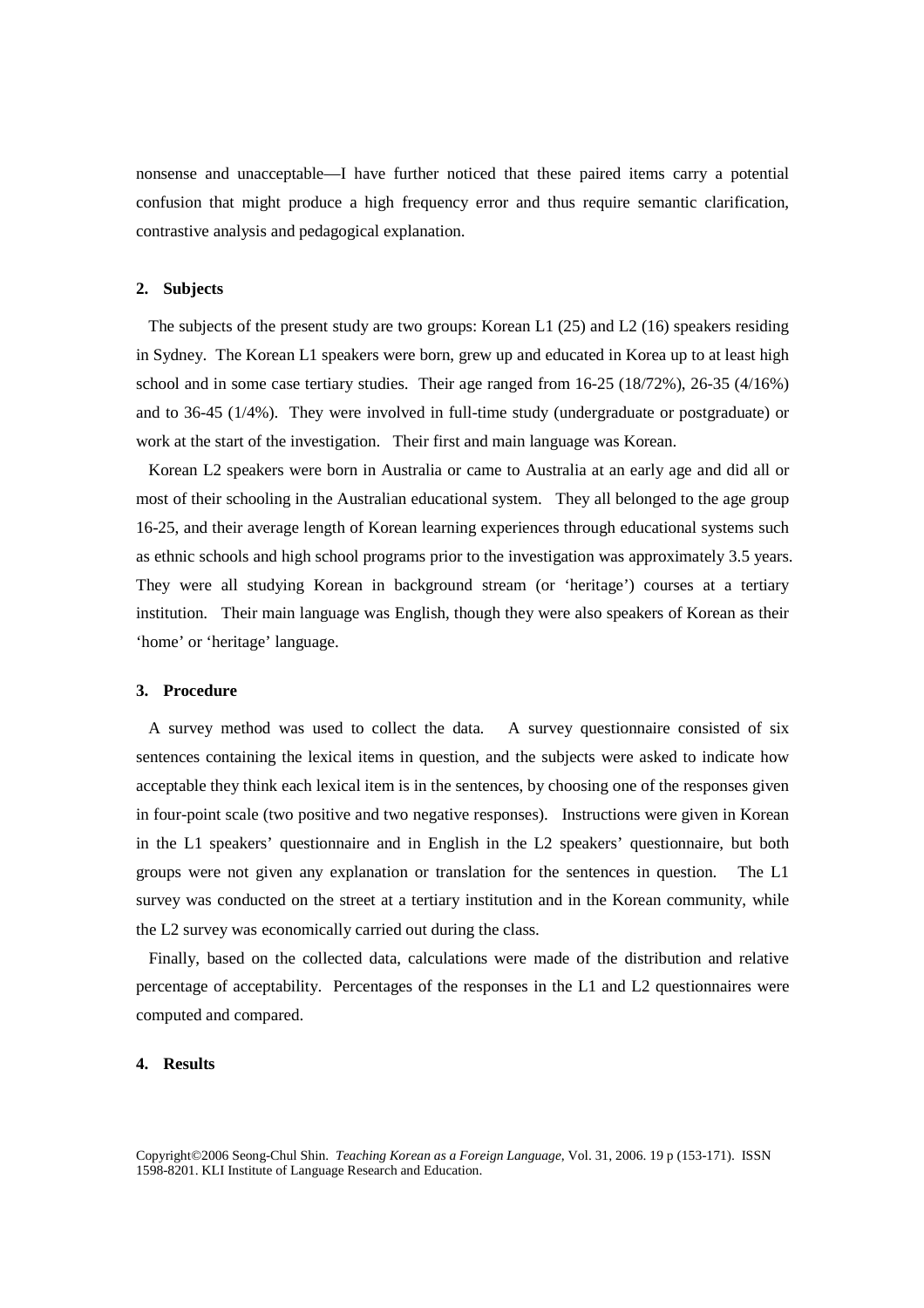nonsense and unacceptable—I have further noticed that these paired items carry a potential confusion that might produce a high frequency error and thus require semantic clarification, contrastive analysis and pedagogical explanation.

## 2. Subjects

The subjects of the present study are two groups: Korean L1 (25) and L2 (16) speakers residing in Sydney. The Korean L1 speakers were born, grew up and educated in Korea up to at least high school and in some case tertiary studies. Their age ranged from 16-25 (18/72%), 26-35 (4/16%) and to 36-45 (1/4%). They were involved in full-time study (undergraduate or postgraduate) or work at the start of the investigation. Their first and main language was Korean.

Korean L2 speakers were born in Australia or came to Australia at an early age and did all or most of their schooling in the Australian educational system. They all belonged to the age group 16-25, and their average length of Korean learning experiences through educational systems such as ethnic schools and high school programs prior to the investigation was approximately 3.5 years. They were all studying Korean in background stream (or 'heritage') courses at a tertiary institution. Their main language was English, though they were also speakers of Korean as their 'home' or 'heritage' language.

## 3. Procedure

A survey method was used to collect the data. A survey questionnaire consisted of six sentences containing the lexical items in question, and the subjects were asked to indicate how acceptable they think each lexical item is in the sentences, by choosing one of the responses given in four-point scale (two positive and two negative responses). Instructions were given in Korean in the L1 speakers' questionnaire and in English in the L2 speakers' questionnaire, but both groups were not given any explanation or translation for the sentences in question. The L1 survey was conducted on the street at a tertiary institution and in the Korean community, while the L2 survey was economically carried out during the class.

Finally, based on the collected data, calculations were made of the distribution and relative percentage of acceptability. Percentages of the responses in the L1 and L2 questionnaires were computed and compared.

## 4. Results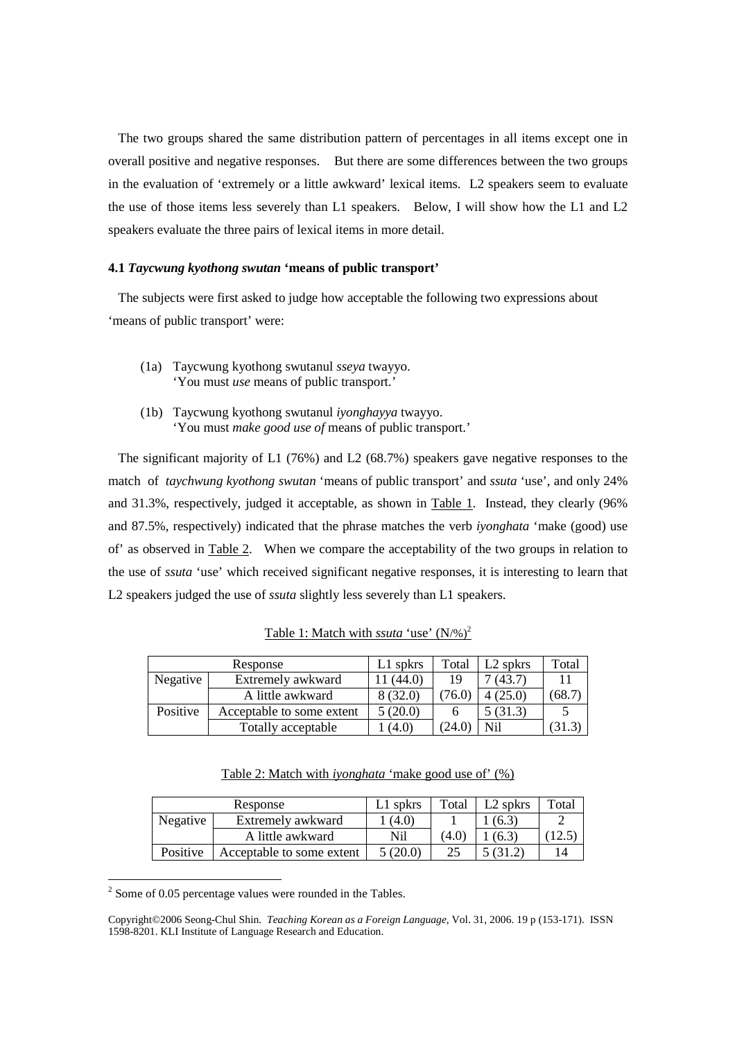The two groups shared the same distribution pattern of percentages in all items except one in overall positive and negative responses. But there are some differences between the two groups in the evaluation of 'extremely or a little awkward' lexical items. L2 speakers seem to evaluate the use of those items less severely than L1 speakers. Below, I will show how the L1 and L2 speakers evaluate the three pairs of lexical items in more detail.

### 4.1 *Taycwung kyothong swutan* 'means of public transport'

The subjects were first asked to judge how acceptable the following two expressions about 'means of public transport' were:

(1a) Taycwung kyothong swutanul *sseya* twayyo.
'You must *use* means of public transport.'

(1b) Taycwung kyothong swutanul *iyonghayya* twayyo.
'You must *make good use of* means of public transport.'

The significant majority of L1 (76%) and L2 (68.7%) speakers gave negative responses to the match of *taychwung kyothong swutan* 'means of public transport' and *ssuta* 'use', and only 24% and 31.3%, respectively, judged it acceptable, as shown in Table 1. Instead, they clearly (96% and 87.5%, respectively) indicated that the phrase matches the verb *iyonghata* 'make (good) use of' as observed in Table 2. When we compare the acceptability of the two groups in relation to the use of *ssuta* 'use' which received significant negative responses, it is interesting to learn that L2 speakers judged the use of *ssuta* slightly less severely than L1 speakers.

Table 1: Match with *ssuta* 'use' (N/%)[2]

| Response | | L1 spkrs | Total | L2 spkrs | Total |
|---|---|---|---|---|---|
| Negative | Extremely awkward | 11 (44.0) | 19 | 7 (43.7) | 11 |
| | A little awkward | 8 (32.0) | (76.0) | 4 (25.0) | (68.7) |
| Positive | Acceptable to some extent | 5 (20.0) | 6 | 5 (31.3) | 5 |
| | Totally acceptable | 1 (4.0) | (24.0) | Nil | (31.3) |

Table 2: Match with *iyonghata* 'make good use of' (%)

| Response | | L1 spkrs | Total | L2 spkrs | Total |
|---|---|---|---|---|---|
| Negative | Extremely awkward | 1 (4.0) | 1 | 1 (6.3) | 2 |
| | A little awkward | Nil | (4.0) | 1 (6.3) | (12.5) |
| Positive | Acceptable to some extent | 5 (20.0) | 25 | 5 (31.2) | 14 |

[2] Some of 0.05 percentage values were rounded in the Tables.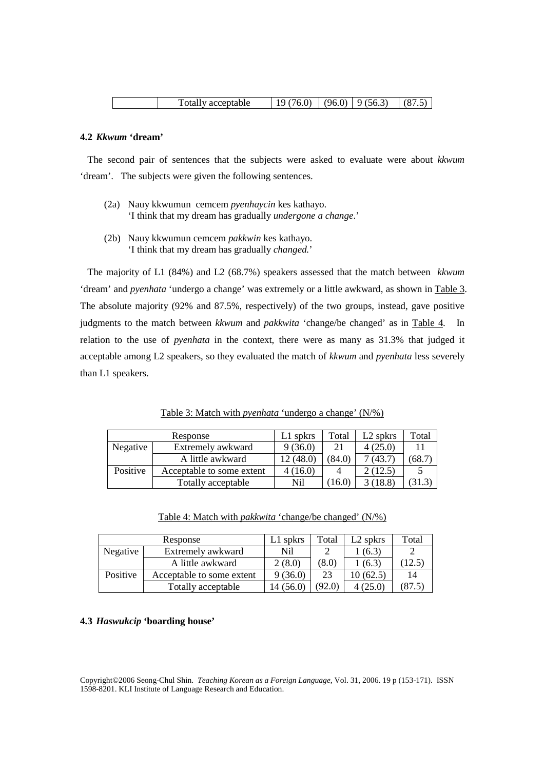| | Totally acceptable | 19 (76.0) | (96.0) | 9 (56.3) | (87.5) |
|---|---|---|---|---|---|

### 4.2 *Kkwum* 'dream'

The second pair of sentences that the subjects were asked to evaluate were about *kkwum* 'dream'. The subjects were given the following sentences.

(2a) Nauy kkwumun cemcem *pyenhaycin* kes kathayo.
'I think that my dream has gradually *undergone a change*.'

(2b) Nauy kkwumun cemcem *pakkwin* kes kathayo.
'I think that my dream has gradually *changed.*'

The majority of L1 (84%) and L2 (68.7%) speakers assessed that the match between *kkwum* 'dream' and *pyenhata* 'undergo a change' was extremely or a little awkward, as shown in Table 3. The absolute majority (92% and 87.5%, respectively) of the two groups, instead, gave positive judgments to the match between *kkwum* and *pakkwita* 'change/be changed' as in Table 4. In relation to the use of *pyenhata* in the context, there were as many as 31.3% that judged it acceptable among L2 speakers, so they evaluated the match of *kkwum* and *pyenhata* less severely than L1 speakers.

Table 3: Match with *pyenhata* 'undergo a change' (N/%)

| Response | | L1 spkrs | Total | L2 spkrs | Total |
|---|---|---|---|---|---|
| Negative | Extremely awkward | 9 (36.0) | 21 | 4 (25.0) | 11 |
| | A little awkward | 12 (48.0) | (84.0) | 7 (43.7) | (68.7) |
| Positive | Acceptable to some extent | 4 (16.0) | 4 | 2 (12.5) | 5 |
| | Totally acceptable | Nil | (16.0) | 3 (18.8) | (31.3) |

Table 4: Match with *pakkwita* 'change/be changed' (N/%)

| Response | | L1 spkrs | Total | L2 spkrs | Total |
|---|---|---|---|---|---|
| Negative | Extremely awkward | Nil | 2 | 1 (6.3) | 2 |
| | A little awkward | 2 (8.0) | (8.0) | 1 (6.3) | (12.5) |
| Positive | Acceptable to some extent | 9 (36.0) | 23 | 10 (62.5) | 14 |
| | Totally acceptable | 14 (56.0) | (92.0) | 4 (25.0) | (87.5) |

### 4.3 *Haswukcip* 'boarding house'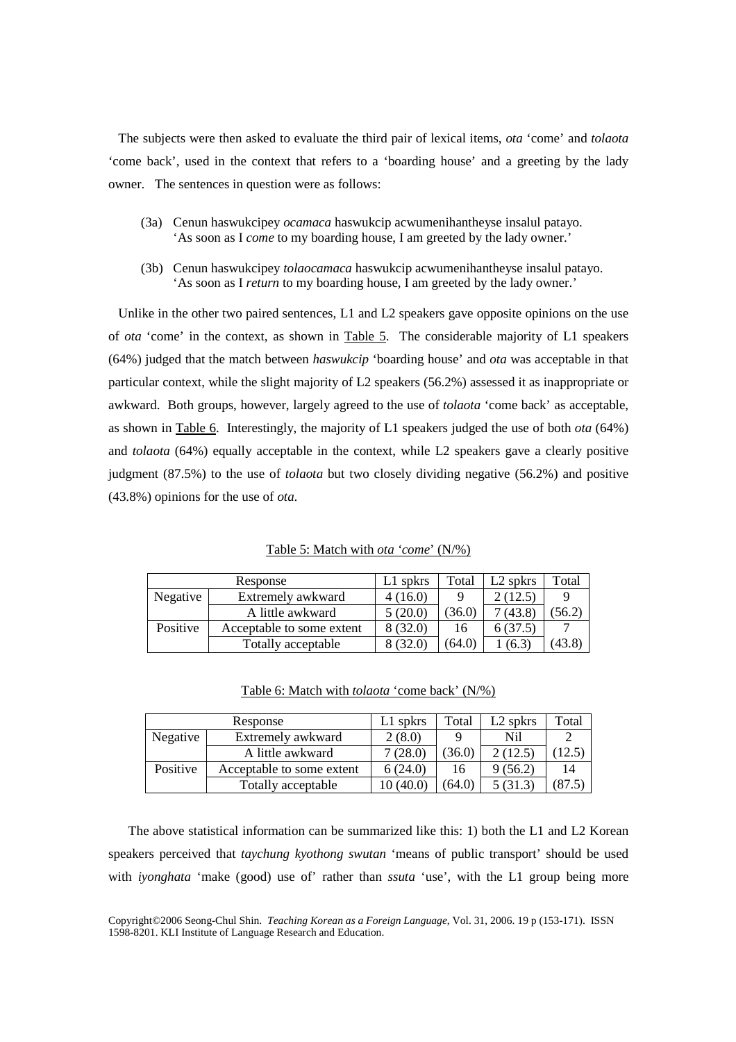The subjects were then asked to evaluate the third pair of lexical items, *ota* 'come' and *tolaota* 'come back', used in the context that refers to a 'boarding house' and a greeting by the lady owner. The sentences in question were as follows:

(3a) Cenun haswukcipey *ocamaca* haswukcip acwumenihantheyse insalul patayo.
'As soon as I *come* to my boarding house, I am greeted by the lady owner.'

(3b) Cenun haswukcipey *tolaocamaca* haswukcip acwumenihantheyse insalul patayo.
'As soon as I *return* to my boarding house, I am greeted by the lady owner.'

Unlike in the other two paired sentences, L1 and L2 speakers gave opposite opinions on the use of *ota* 'come' in the context, as shown in Table 5. The considerable majority of L1 speakers (64%) judged that the match between *haswukcip* 'boarding house' and *ota* was acceptable in that particular context, while the slight majority of L2 speakers (56.2%) assessed it as inappropriate or awkward. Both groups, however, largely agreed to the use of *tolaota* 'come back' as acceptable, as shown in Table 6. Interestingly, the majority of L1 speakers judged the use of both *ota* (64%) and *tolaota* (64%) equally acceptable in the context, while L2 speakers gave a clearly positive judgment (87.5%) to the use of *tolaota* but two closely dividing negative (56.2%) and positive (43.8%) opinions for the use of *ota*.

Table 5: Match with *ota 'come'* (N/%)

| Response | | L1 spkrs | Total | L2 spkrs | Total |
|---|---|---|---|---|---|
| Negative | Extremely awkward | 4 (16.0) | 9 | 2 (12.5) | 9 |
| | A little awkward | 5 (20.0) | (36.0) | 7 (43.8) | (56.2) |
| Positive | Acceptable to some extent | 8 (32.0) | 16 | 6 (37.5) | 7 |
| | Totally acceptable | 8 (32.0) | (64.0) | 1 (6.3) | (43.8) |

Table 6: Match with *tolaota* 'come back' (N/%)

| Response | | L1 spkrs | Total | L2 spkrs | Total |
|---|---|---|---|---|---|
| Negative | Extremely awkward | 2 (8.0) | 9 | Nil | 2 |
| | A little awkward | 7 (28.0) | (36.0) | 2 (12.5) | (12.5) |
| Positive | Acceptable to some extent | 6 (24.0) | 16 | 9 (56.2) | 14 |
| | Totally acceptable | 10 (40.0) | (64.0) | 5 (31.3) | (87.5) |

The above statistical information can be summarized like this: 1) both the L1 and L2 Korean speakers perceived that *taychung kyothong swutan* 'means of public transport' should be used with *iyonghata* 'make (good) use of' rather than *ssuta* 'use', with the L1 group being more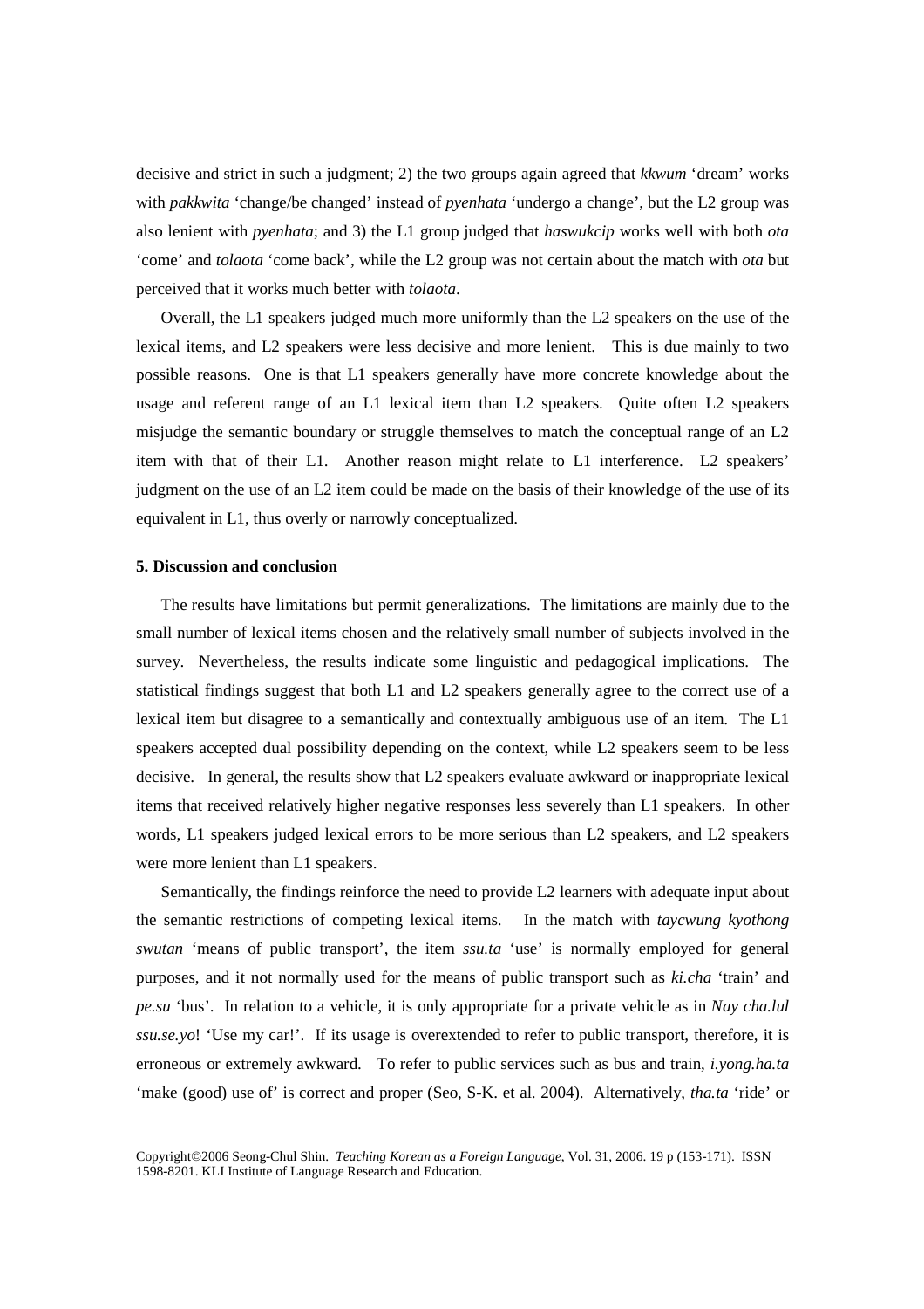decisive and strict in such a judgment; 2) the two groups again agreed that *kkwum* 'dream' works with *pakkwita* 'change/be changed' instead of *pyenhata* 'undergo a change', but the L2 group was also lenient with *pyenhata*; and 3) the L1 group judged that *haswukcip* works well with both *ota* 'come' and *tolaota* 'come back', while the L2 group was not certain about the match with *ota* but perceived that it works much better with *tolaota*.

Overall, the L1 speakers judged much more uniformly than the L2 speakers on the use of the lexical items, and L2 speakers were less decisive and more lenient. This is due mainly to two possible reasons. One is that L1 speakers generally have more concrete knowledge about the usage and referent range of an L1 lexical item than L2 speakers. Quite often L2 speakers misjudge the semantic boundary or struggle themselves to match the conceptual range of an L2 item with that of their L1. Another reason might relate to L1 interference. L2 speakers' judgment on the use of an L2 item could be made on the basis of their knowledge of the use of its equivalent in L1, thus overly or narrowly conceptualized.

### 5. Discussion and conclusion

The results have limitations but permit generalizations. The limitations are mainly due to the small number of lexical items chosen and the relatively small number of subjects involved in the survey. Nevertheless, the results indicate some linguistic and pedagogical implications. The statistical findings suggest that both L1 and L2 speakers generally agree to the correct use of a lexical item but disagree to a semantically and contextually ambiguous use of an item. The L1 speakers accepted dual possibility depending on the context, while L2 speakers seem to be less decisive. In general, the results show that L2 speakers evaluate awkward or inappropriate lexical items that received relatively higher negative responses less severely than L1 speakers. In other words, L1 speakers judged lexical errors to be more serious than L2 speakers, and L2 speakers were more lenient than L1 speakers.

Semantically, the findings reinforce the need to provide L2 learners with adequate input about the semantic restrictions of competing lexical items. In the match with *taycwung kyothong swutan* 'means of public transport', the item *ssu.ta* 'use' is normally employed for general purposes, and it not normally used for the means of public transport such as *ki.cha* 'train' and *pe.su* 'bus'. In relation to a vehicle, it is only appropriate for a private vehicle as in *Nay cha.lul ssu.se.yo*! 'Use my car!'. If its usage is overextended to refer to public transport, therefore, it is erroneous or extremely awkward. To refer to public services such as bus and train, *i.yong.ha.ta* 'make (good) use of' is correct and proper (Seo, S-K. et al. 2004). Alternatively, *tha.ta* 'ride' or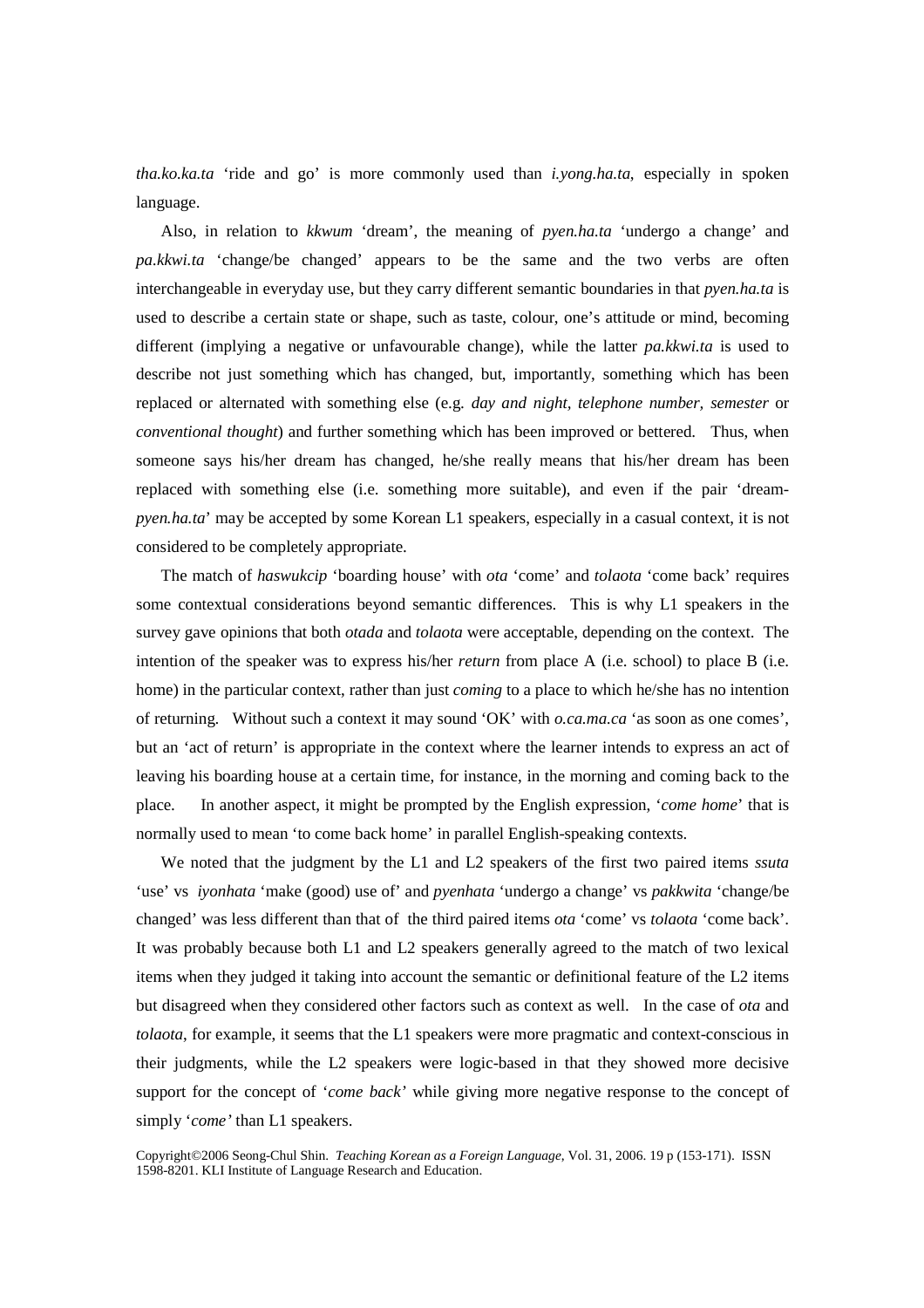*tha.ko.ka.ta* 'ride and go' is more commonly used than *i.yong.ha.ta*, especially in spoken language.

Also, in relation to *kkwum* 'dream', the meaning of *pyen.ha.ta* 'undergo a change' and *pa.kkwi.ta* 'change/be changed' appears to be the same and the two verbs are often interchangeable in everyday use, but they carry different semantic boundaries in that *pyen.ha.ta* is used to describe a certain state or shape, such as taste, colour, one's attitude or mind, becoming different (implying a negative or unfavourable change), while the latter *pa.kkwi.ta* is used to describe not just something which has changed, but, importantly, something which has been replaced or alternated with something else (e.g. *day and night, telephone number, semester* or *conventional thought*) and further something which has been improved or bettered. Thus, when someone says his/her dream has changed, he/she really means that his/her dream has been replaced with something else (i.e. something more suitable), and even if the pair 'dream-*pyen.ha.ta*' may be accepted by some Korean L1 speakers, especially in a casual context, it is not considered to be completely appropriate.

The match of *haswukcip* 'boarding house' with *ota* 'come' and *tolaota* 'come back' requires some contextual considerations beyond semantic differences. This is why L1 speakers in the survey gave opinions that both *otada* and *tolaota* were acceptable, depending on the context. The intention of the speaker was to express his/her *return* from place A (i.e. school) to place B (i.e. home) in the particular context, rather than just *coming* to a place to which he/she has no intention of returning. Without such a context it may sound 'OK' with *o.ca.ma.ca* 'as soon as one comes', but an 'act of return' is appropriate in the context where the learner intends to express an act of leaving his boarding house at a certain time, for instance, in the morning and coming back to the place. In another aspect, it might be prompted by the English expression, '*come home*' that is normally used to mean 'to come back home' in parallel English-speaking contexts.

We noted that the judgment by the L1 and L2 speakers of the first two paired items *ssuta* 'use' vs *iyonhata* 'make (good) use of' and *pyenhata* 'undergo a change' vs *pakkwita* 'change/be changed' was less different than that of the third paired items *ota* 'come' vs *tolaota* 'come back'. It was probably because both L1 and L2 speakers generally agreed to the match of two lexical items when they judged it taking into account the semantic or definitional feature of the L2 items but disagreed when they considered other factors such as context as well. In the case of *ota* and *tolaota*, for example, it seems that the L1 speakers were more pragmatic and context-conscious in their judgments, while the L2 speakers were logic-based in that they showed more decisive support for the concept of '*come back'* while giving more negative response to the concept of simply '*come'* than L1 speakers.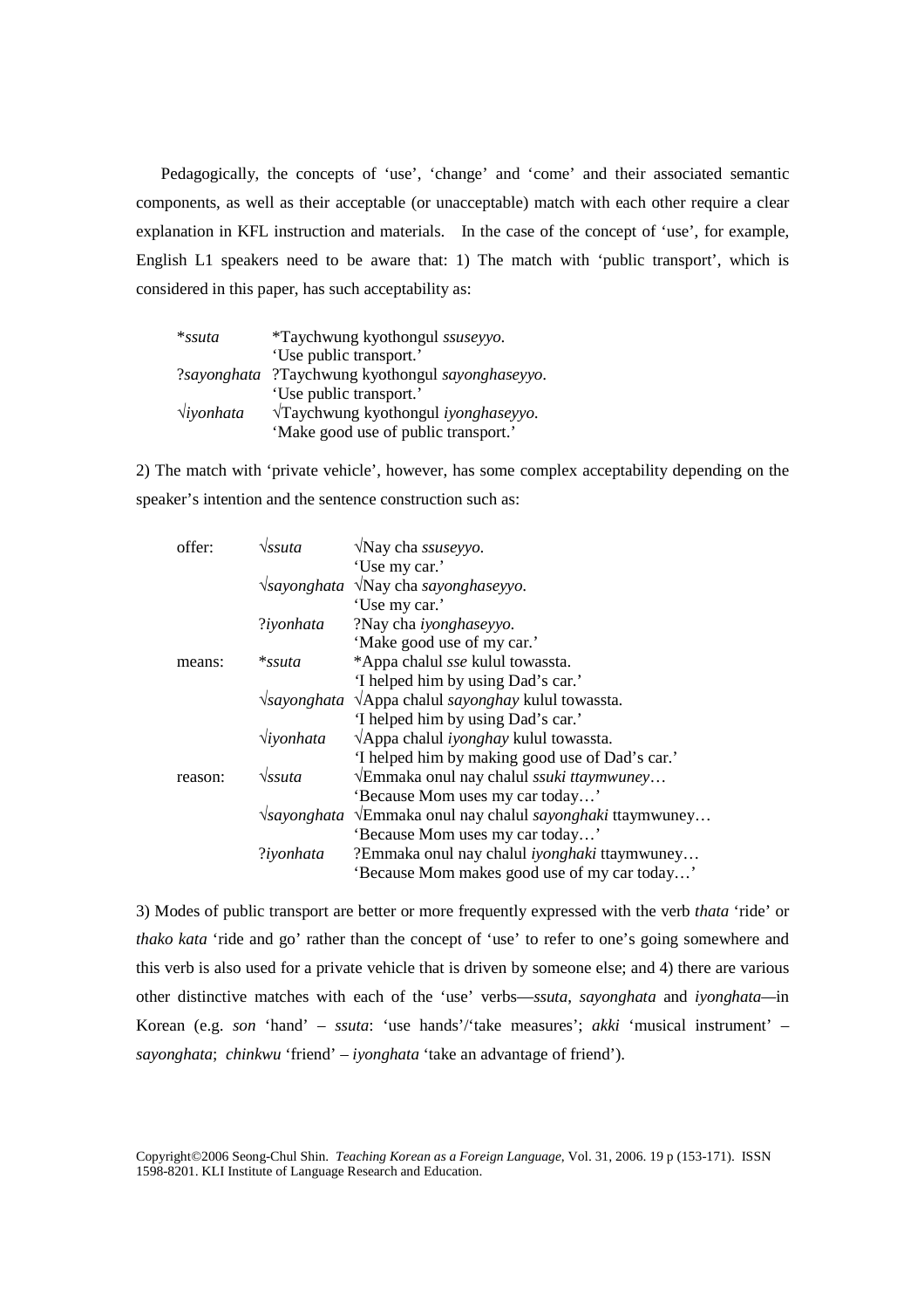Pedagogically, the concepts of 'use', 'change' and 'come' and their associated semantic components, as well as their acceptable (or unacceptable) match with each other require a clear explanation in KFL instruction and materials. In the case of the concept of 'use', for example, English L1 speakers need to be aware that: 1) The match with 'public transport', which is considered in this paper, has such acceptability as:

| | |
|---|---|
| *\*ssuta* | \*Taychwung kyothongul *ssuseyyo.*<br>'Use public transport.' |
| ?*sayonghata* | ?Taychwung kyothongul *sayonghaseyyo.*<br>'Use public transport.' |
| √*iyonhata* | √Taychwung kyothongul *iyonghaseyyo.*<br>'Make good use of public transport.' |

2) The match with 'private vehicle', however, has some complex acceptability depending on the speaker's intention and the sentence construction such as:

| | | |
|---|---|---|
| offer: | √*ssuta* | √Nay cha *ssuseyyo.*<br>'Use my car.' |
| | √*sayonghata* | √Nay cha *sayonghaseyyo.*<br>'Use my car.' |
| | ?*iyonhata* | ?Nay cha *iyonghaseyyo.*<br>'Make good use of my car.' |
| means: | \**ssuta* | \*Appa chalul *sse* kulul towassta.<br>'I helped him by using Dad's car.' |
| | √*sayonghata* | √Appa chalul *sayonghay* kulul towassta.<br>'I helped him by using Dad's car.' |
| | √*iyonhata* | √Appa chalul *iyonghay* kulul towassta.<br>'I helped him by making good use of Dad's car.' |
| reason: | √*ssuta* | √Emmaka onul nay chalul *ssuki ttaymwuney*…<br>'Because Mom uses my car today…' |
| | √*sayonghata* | √Emmaka onul nay chalul *sayonghaki* ttaymwuney…<br>'Because Mom uses my car today…' |
| | ?*iyonhata* | ?Emmaka onul nay chalul *iyonghaki* ttaymwuney…<br>'Because Mom makes good use of my car today…' |

3) Modes of public transport are better or more frequently expressed with the verb *thata* 'ride' or *thako kata* 'ride and go' rather than the concept of 'use' to refer to one's going somewhere and this verb is also used for a private vehicle that is driven by someone else; and 4) there are various other distinctive matches with each of the 'use' verbs—*ssuta*, *sayonghata* and *iyonghata*—in Korean (e.g. *son* 'hand' – *ssuta*: 'use hands'/'take measures'; *akki* 'musical instrument' – *sayonghata*; *chinkwu* 'friend' – *iyonghata* 'take an advantage of friend').

Copyright©2006 Seong-Chul Shin. *Teaching Korean as a Foreign Language*, Vol. 31, 2006. 19 p (153-171). ISSN 1598-8201. KLI Institute of Language Research and Education.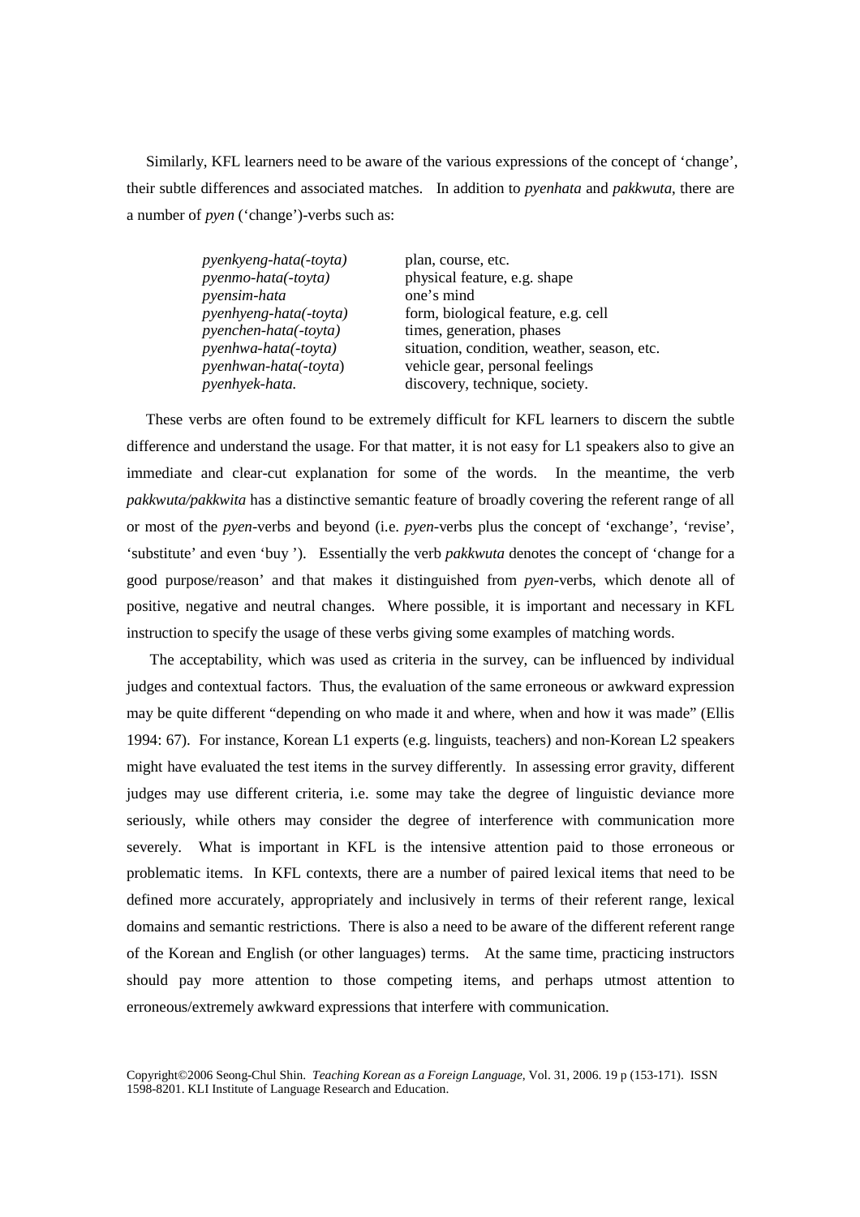Similarly, KFL learners need to be aware of the various expressions of the concept of 'change', their subtle differences and associated matches. In addition to *pyenhata* and *pakkwuta*, there are a number of *pyen* ('change')-verbs such as:

| | |
|---|---|
| *pyenkyeng-hata(-toyta)* | plan, course, etc. |
| *pyenmo-hata(-toyta)* | physical feature, e.g. shape |
| *pyensim-hata* | one's mind |
| *pyenhyeng-hata(-toyta)* | form, biological feature, e.g. cell |
| *pyenchen-hata(-toyta)* | times, generation, phases |
| *pyenhwa-hata(-toyta)* | situation, condition, weather, season, etc. |
| *pyenhwan-hata(-toyta)* | vehicle gear, personal feelings |
| *pyenhyek-hata.* | discovery, technique, society. |

These verbs are often found to be extremely difficult for KFL learners to discern the subtle difference and understand the usage. For that matter, it is not easy for L1 speakers also to give an immediate and clear-cut explanation for some of the words. In the meantime, the verb *pakkwuta/pakkwita* has a distinctive semantic feature of broadly covering the referent range of all or most of the *pyen*-verbs and beyond (i.e. *pyen*-verbs plus the concept of 'exchange', 'revise', 'substitute' and even 'buy '). Essentially the verb *pakkwuta* denotes the concept of 'change for a good purpose/reason' and that makes it distinguished from *pyen*-verbs, which denote all of positive, negative and neutral changes. Where possible, it is important and necessary in KFL instruction to specify the usage of these verbs giving some examples of matching words.

The acceptability, which was used as criteria in the survey, can be influenced by individual judges and contextual factors. Thus, the evaluation of the same erroneous or awkward expression may be quite different "depending on who made it and where, when and how it was made" (Ellis 1994: 67). For instance, Korean L1 experts (e.g. linguists, teachers) and non-Korean L2 speakers might have evaluated the test items in the survey differently. In assessing error gravity, different judges may use different criteria, i.e. some may take the degree of linguistic deviance more seriously, while others may consider the degree of interference with communication more severely. What is important in KFL is the intensive attention paid to those erroneous or problematic items. In KFL contexts, there are a number of paired lexical items that need to be defined more accurately, appropriately and inclusively in terms of their referent range, lexical domains and semantic restrictions. There is also a need to be aware of the different referent range of the Korean and English (or other languages) terms. At the same time, practicing instructors should pay more attention to those competing items, and perhaps utmost attention to erroneous/extremely awkward expressions that interfere with communication.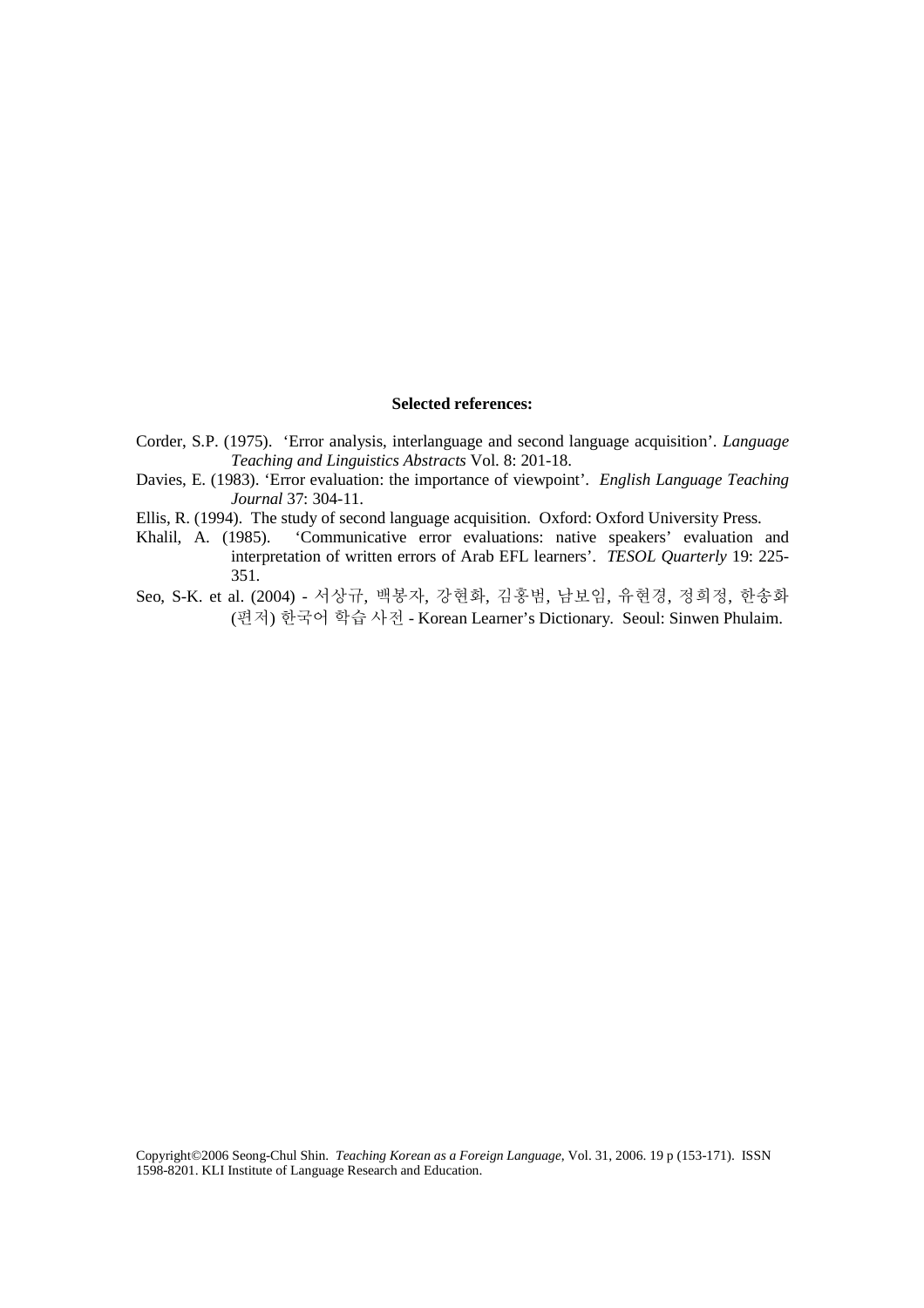**Selected references:**

Corder, S.P. (1975). 'Error analysis, interlanguage and second language acquisition'. *Language Teaching and Linguistics Abstracts* Vol. 8: 201-18.

Davies, E. (1983). 'Error evaluation: the importance of viewpoint'. *English Language Teaching Journal* 37: 304-11.

Ellis, R. (1994). The study of second language acquisition. Oxford: Oxford University Press.

Khalil, A. (1985). 'Communicative error evaluations: native speakers' evaluation and interpretation of written errors of Arab EFL learners'. *TESOL Quarterly* 19: 225-351.

Seo, S-K. et al. (2004) - 서상규, 백봉자, 강현화, 김홍범, 남보임, 유현경, 정희정, 한송화 (편저) 한국어 학습 사전 - Korean Learner's Dictionary. Seoul: Sinwen Phulaim.

Copyright©2006 Seong-Chul Shin. *Teaching Korean as a Foreign Language*, Vol. 31, 2006. 19 p (153-171). ISSN 1598-8201. KLI Institute of Language Research and Education.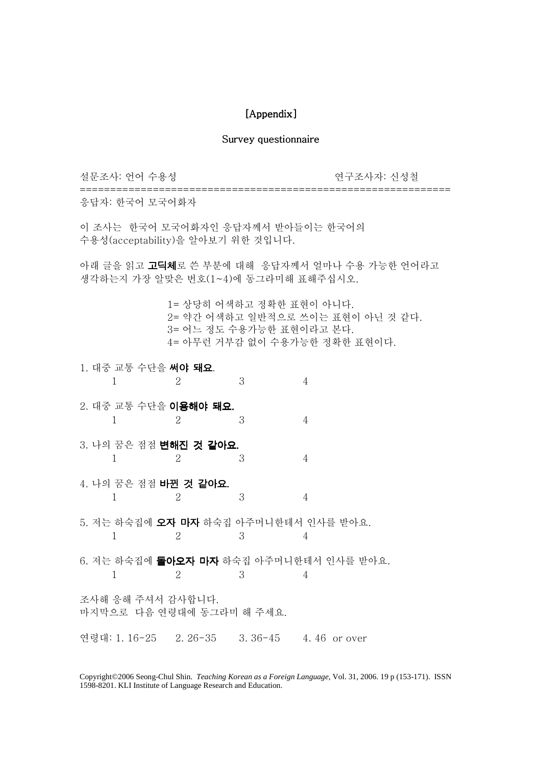# [Appendix]

## Survey questionnaire

설문조사: 언어 수용성　　　　　　　　　　　　　　　　연구조사자: 신성철

================================================================

응답자: 한국어 모국어화자

이 조사는  한국어 모국어화자인 응답자께서 받아들이는 한국어의 수용성(acceptability)을 알아보기 위한 것입니다.

아래 글을 읽고 **고딕체**로 쓴 부분에 대해  응답자께서 얼마나 수용 가능한 언어라고 생각하는지 가장 알맞은 번호(1~4)에 동그라미해 표해주십시오.

1= 상당히 어색하고 정확한 표현이 아니다.
2= 약간 어색하고 일반적으로 쓰이는 표현이 아닌 것 같다.
3= 어느 정도 수용가능한 표현이라고 본다.
4= 아무런 거부감 없이 수용가능한 정확한 표현이다.

1. 대중 교통 수단을 **써야 돼요**.
   1　　　2　　　3　　　4

2. 대중 교통 수단을 **이용해야 돼요.**
   1　　　2　　　3　　　4

3. 나의 꿈은 점점 **변해진 것 같아요.**
   1　　　2　　　3　　　4

4. 나의 꿈은 점점 **바뀐 것 같아요**.
   1　　　2　　　3　　　4

5. 저는 하숙집에 **오자 마자** 하숙집 아주머니한테서 인사를 받아요.
   1　　　2　　　3　　　4

6. 저는 하숙집에 **돌아오자 마자** 하숙집 아주머니한테서 인사를 받아요.
   1　　　2　　　3　　　4

조사해 응해 주셔서 감사합니다.
마지막으로  다음 연령대에 동그라미 해 주세요.

연령대: 1. 16-25　　2. 26-35　　3. 36-45　　4. 46  or over

Copyright©2006 Seong-Chul Shin. *Teaching Korean as a Foreign Language*, Vol. 31, 2006. 19 p (153-171). ISSN 1598-8201. KLI Institute of Language Research and Education.